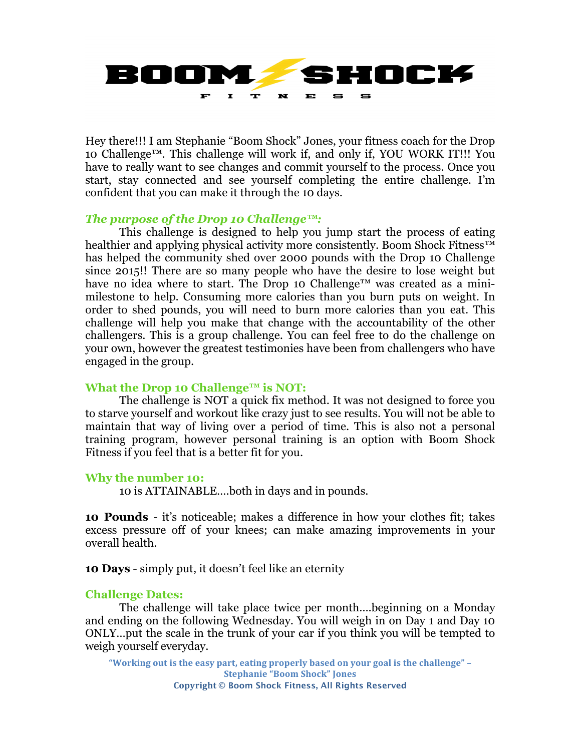# BOOM SHOCK FITNESS

Hey there!!! I am Stephanie "Boom Shock" Jones, your fitness coach for the Drop 10 Challenge™. This challenge will work if, and only if, YOU WORK IT!!! You have to really want to see changes and commit yourself to the process. Once you start, stay connected and see yourself completing the entire challenge. I'm confident that you can make it through the 10 days.

### *The purpose of the Drop 10 Challenge™:*

This challenge is designed to help you jump start the process of eating healthier and applying physical activity more consistently. Boom Shock Fitness™ has helped the community shed over 2000 pounds with the Drop 10 Challenge since 2015!! There are so many people who have the desire to lose weight but have no idea where to start. The Drop 10 Challenge™ was created as a mini-milestone to help. Consuming more calories than you burn puts on weight. In order to shed pounds, you will need to burn more calories than you eat. This challenge will help you make that change with the accountability of the other challengers. This is a group challenge. You can feel free to do the challenge on your own, however the greatest testimonies have been from challengers who have engaged in the group.

### What the Drop 10 Challenge™ is NOT:

The challenge is NOT a quick fix method. It was not designed to force you to starve yourself and workout like crazy just to see results. You will not be able to maintain that way of living over a period of time. This is also not a personal training program, however personal training is an option with Boom Shock Fitness if you feel that is a better fit for you.

### Why the number 10:

10 is ATTAINABLE….both in days and in pounds.

**10 Pounds** - it's noticeable; makes a difference in how your clothes fit; takes excess pressure off of your knees; can make amazing improvements in your overall health.

**10 Days** - simply put, it doesn't feel like an eternity

### Challenge Dates:

The challenge will take place twice per month….beginning on a Monday and ending on the following Wednesday. You will weigh in on Day 1 and Day 10 ONLY…put the scale in the trunk of your car if you think you will be tempted to weigh yourself everyday.

**"Working out is the easy part, eating properly based on your goal is the challenge" – Stephanie "Boom Shock" Jones**

**Copyright © Boom Shock Fitness, All Rights Reserved**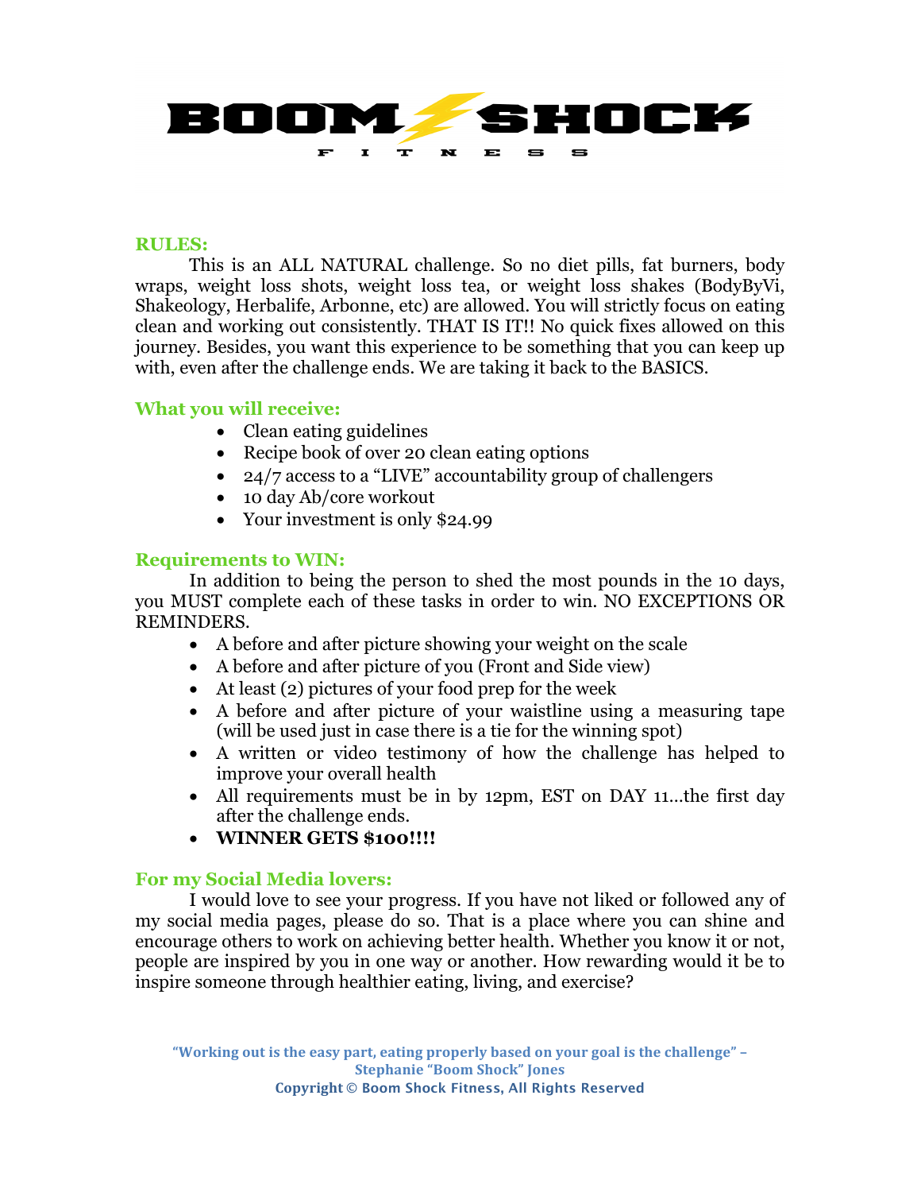# BOOM SHOCK

FITNESS

## RULES:

This is an ALL NATURAL challenge. So no diet pills, fat burners, body wraps, weight loss shots, weight loss tea, or weight loss shakes (BodyByVi, Shakeology, Herbalife, Arbonne, etc) are allowed. You will strictly focus on eating clean and working out consistently. THAT IS IT!! No quick fixes allowed on this journey. Besides, you want this experience to be something that you can keep up with, even after the challenge ends. We are taking it back to the BASICS.

## What you will receive:

- Clean eating guidelines
- Recipe book of over 20 clean eating options
- 24/7 access to a "LIVE" accountability group of challengers
- 10 day Ab/core workout
- Your investment is only $24.99

## Requirements to WIN:

In addition to being the person to shed the most pounds in the 10 days, you MUST complete each of these tasks in order to win. NO EXCEPTIONS OR REMINDERS.

- A before and after picture showing your weight on the scale
- A before and after picture of you (Front and Side view)
- At least (2) pictures of your food prep for the week
- A before and after picture of your waistline using a measuring tape (will be used just in case there is a tie for the winning spot)
- A written or video testimony of how the challenge has helped to improve your overall health
- All requirements must be in by 12pm, EST on DAY 11…the first day after the challenge ends.
- **WINNER GETS $100!!!!**

## For my Social Media lovers:

I would love to see your progress. If you have not liked or followed any of my social media pages, please do so. That is a place where you can shine and encourage others to work on achieving better health. Whether you know it or not, people are inspired by you in one way or another. How rewarding would it be to inspire someone through healthier eating, living, and exercise?

**"Working out is the easy part, eating properly based on your goal is the challenge" – Stephanie "Boom Shock" Jones**

**Copyright © Boom Shock Fitness, All Rights Reserved**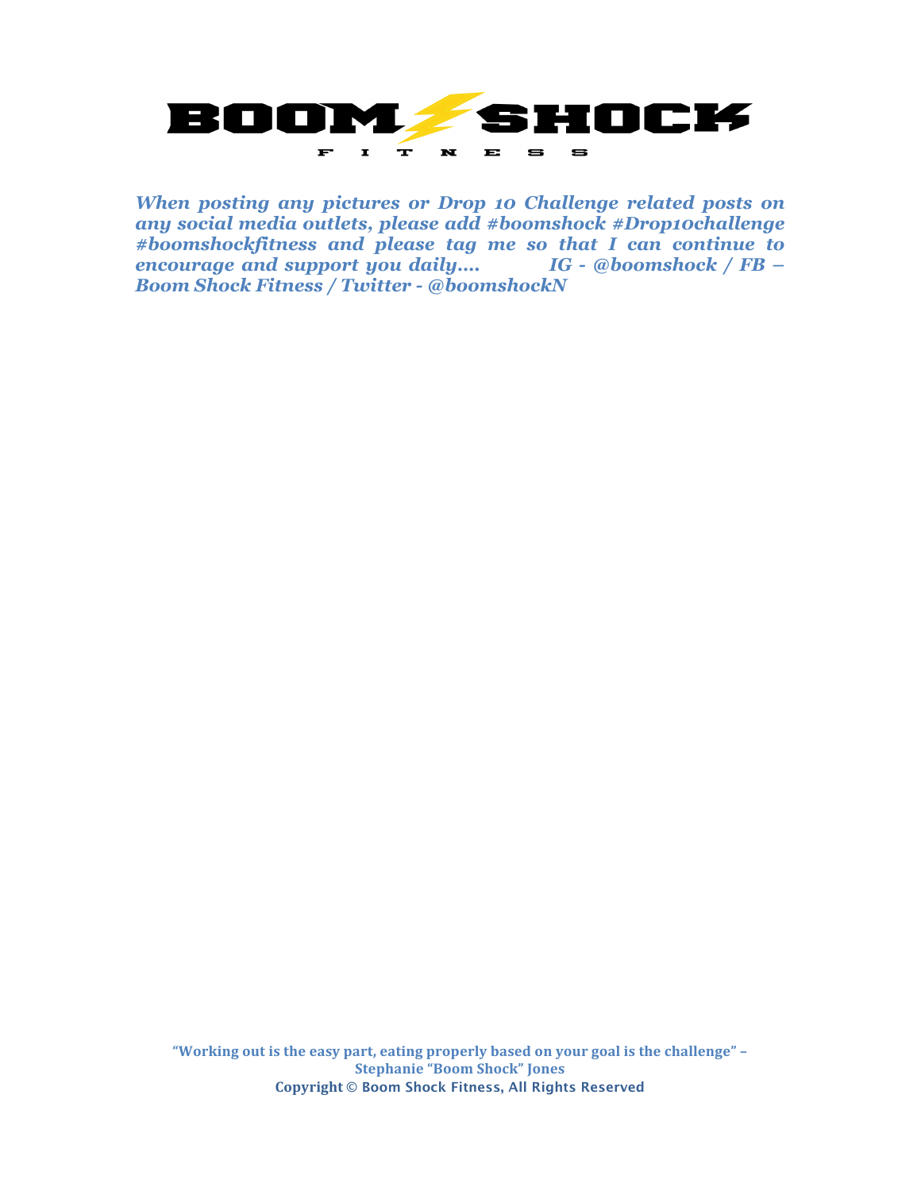***When posting any pictures or Drop 10 Challenge related posts on any social media outlets, please add #boomshock #Drop10challenge #boomshockfitness and please tag me so that I can continue to encourage and support you daily.... IG - @boomshock / FB – Boom Shock Fitness / Twitter - @boomshockN***